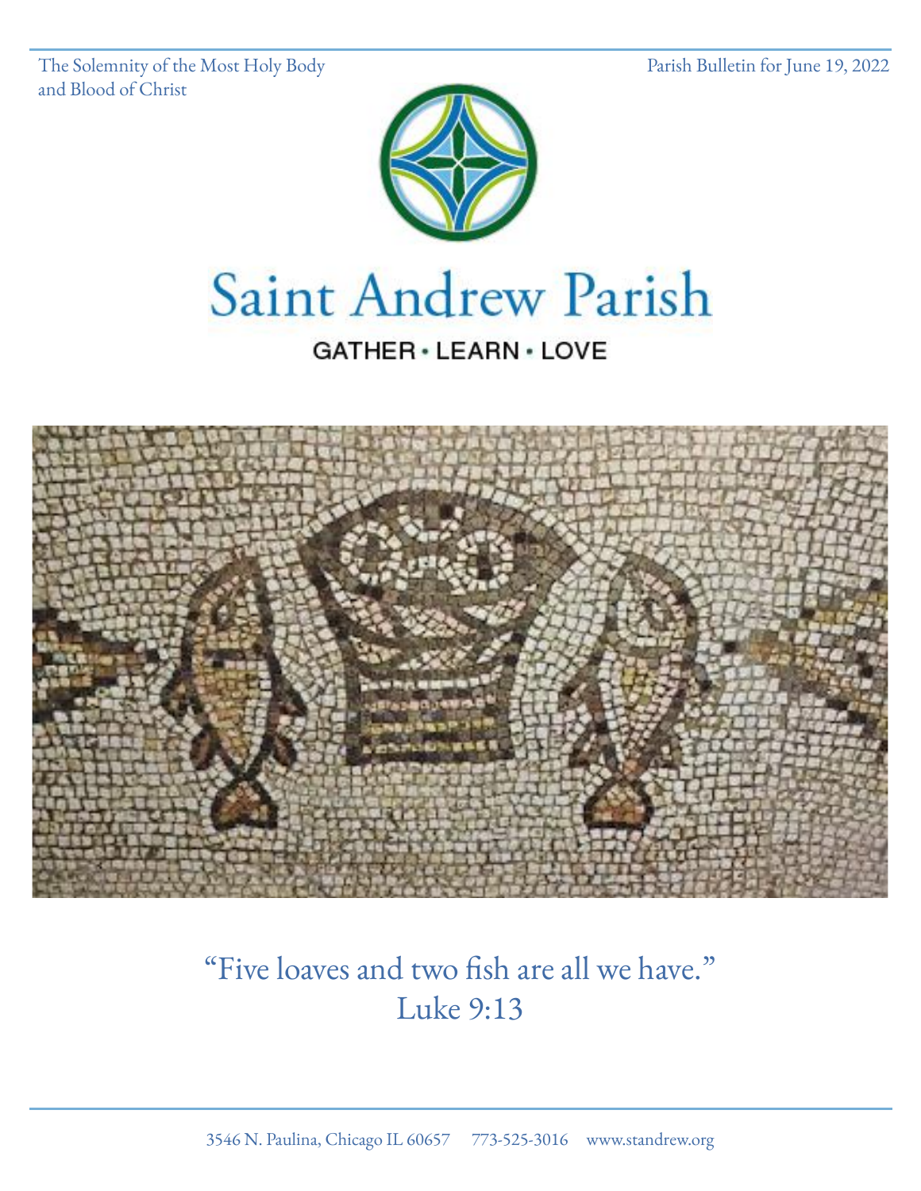The Solemnity of the Most Holy Body and Blood of Christ

Parish Bulletin for June 19, 2022

# Saint Andrew Parish

GATHER · LEARN · LOVE

“Five loaves and two fish are all we have.”
Luke 9:13

3546 N. Paulina, Chicago IL 60657 773-525-3016 www.standrew.org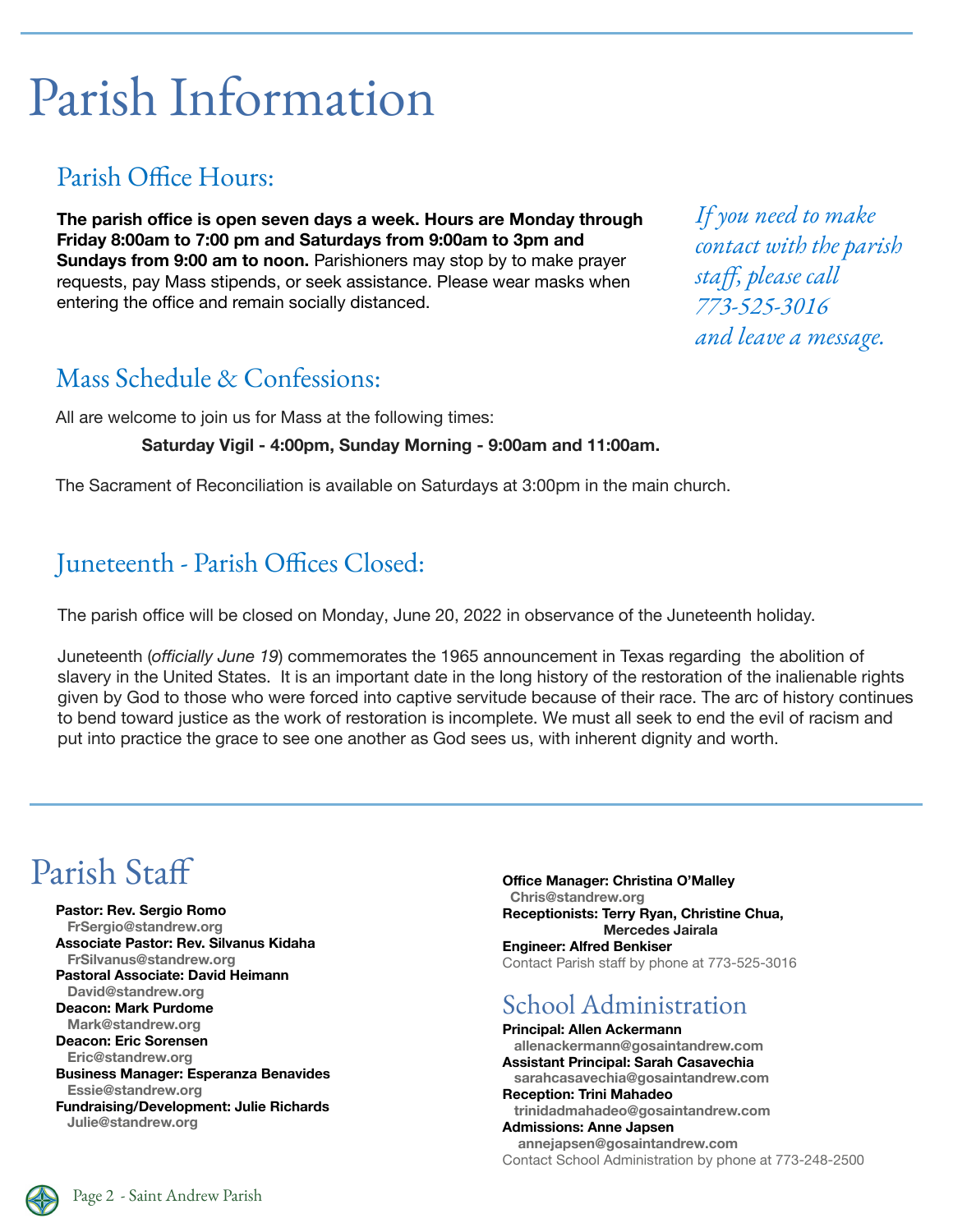# Parish Information

## Parish Office Hours:

**The parish office is open seven days a week. Hours are Monday through Friday 8:00am to 7:00 pm and Saturdays from 9:00am to 3pm and Sundays from 9:00 am to noon.** Parishioners may stop by to make prayer requests, pay Mass stipends, or seek assistance. Please wear masks when entering the office and remain socially distanced.

*If you need to make contact with the parish staff, please call 773-525-3016 and leave a message.*

## Mass Schedule & Confessions:

All are welcome to join us for Mass at the following times:

**Saturday Vigil - 4:00pm, Sunday Morning - 9:00am and 11:00am.**

The Sacrament of Reconciliation is available on Saturdays at 3:00pm in the main church.

## Juneteenth - Parish Offices Closed:

The parish office will be closed on Monday, June 20, 2022 in observance of the Juneteenth holiday.

Juneteenth (*officially June 19*) commemorates the 1965 announcement in Texas regarding the abolition of slavery in the United States. It is an important date in the long history of the restoration of the inalienable rights given by God to those who were forced into captive servitude because of their race. The arc of history continues to bend toward justice as the work of restoration is incomplete. We must all seek to end the evil of racism and put into practice the grace to see one another as God sees us, with inherent dignity and worth.

# Parish Staff

**Pastor: Rev. Sergio Romo**
FrSergio@standrew.org
**Associate Pastor: Rev. Silvanus Kidaha**
FrSilvanus@standrew.org
**Pastoral Associate: David Heimann**
David@standrew.org
**Deacon: Mark Purdome**
Mark@standrew.org
**Deacon: Eric Sorensen**
Eric@standrew.org
**Business Manager: Esperanza Benavides**
Essie@standrew.org
**Fundraising/Development: Julie Richards**
Julie@standrew.org
**Office Manager: Christina O'Malley**
Chris@standrew.org
**Receptionists: Terry Ryan, Christine Chua, Mercedes Jairala**
**Engineer: Alfred Benkiser**
Contact Parish staff by phone at 773-525-3016

## School Administration

**Principal: Allen Ackermann**
allenackermann@gosaintandrew.com
**Assistant Principal: Sarah Casavechia**
sarahcasavechia@gosaintandrew.com
**Reception: Trini Mahadeo**
trinidadmahadeo@gosaintandrew.com
**Admissions: Anne Japsen**
annejapsen@gosaintandrew.com
Contact School Administration by phone at 773-248-2500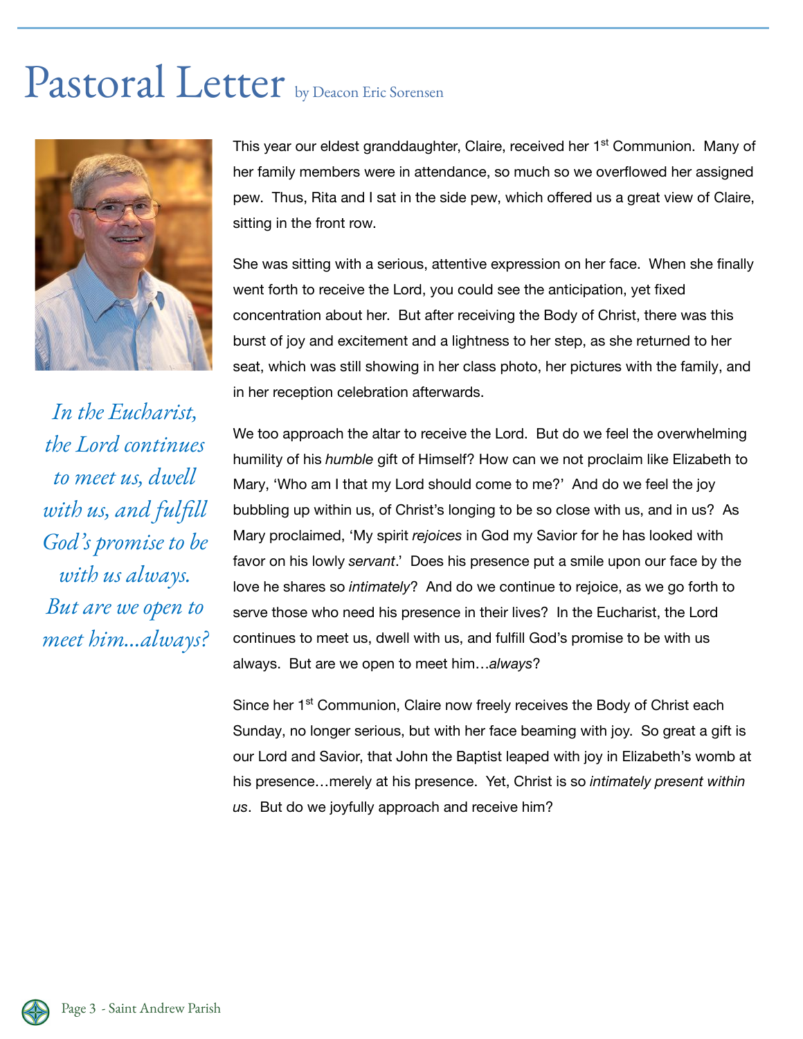# Pastoral Letter by Deacon Eric Sorensen

*In the Eucharist, the Lord continues to meet us, dwell with us, and fulfill God's promise to be with us always. But are we open to meet him...always?*

This year our eldest granddaughter, Claire, received her 1st Communion. Many of her family members were in attendance, so much so we overflowed her assigned pew. Thus, Rita and I sat in the side pew, which offered us a great view of Claire, sitting in the front row.

She was sitting with a serious, attentive expression on her face. When she finally went forth to receive the Lord, you could see the anticipation, yet fixed concentration about her. But after receiving the Body of Christ, there was this burst of joy and excitement and a lightness to her step, as she returned to her seat, which was still showing in her class photo, her pictures with the family, and in her reception celebration afterwards.

We too approach the altar to receive the Lord. But do we feel the overwhelming humility of his *humble* gift of Himself? How can we not proclaim like Elizabeth to Mary, 'Who am I that my Lord should come to me?' And do we feel the joy bubbling up within us, of Christ's longing to be so close with us, and in us? As Mary proclaimed, 'My spirit *rejoices* in God my Savior for he has looked with favor on his lowly *servant*.' Does his presence put a smile upon our face by the love he shares so *intimately*? And do we continue to rejoice, as we go forth to serve those who need his presence in their lives? In the Eucharist, the Lord continues to meet us, dwell with us, and fulfill God's promise to be with us always. But are we open to meet him…*always*?

Since her 1st Communion, Claire now freely receives the Body of Christ each Sunday, no longer serious, but with her face beaming with joy. So great a gift is our Lord and Savior, that John the Baptist leaped with joy in Elizabeth's womb at his presence…merely at his presence. Yet, Christ is so *intimately present within us*. But do we joyfully approach and receive him?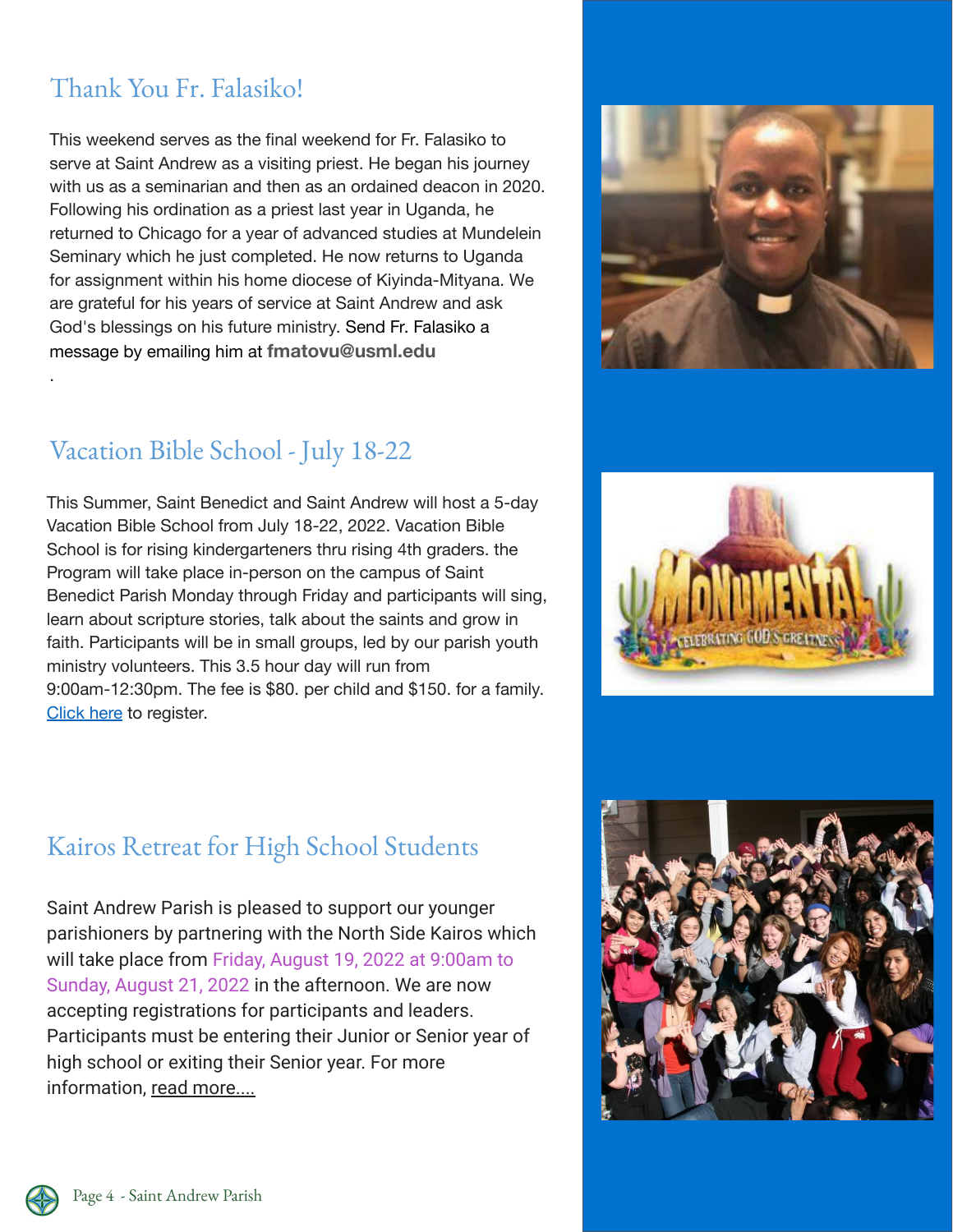## Thank You Fr. Falasiko!

This weekend serves as the final weekend for Fr. Falasiko to serve at Saint Andrew as a visiting priest. He began his journey with us as a seminarian and then as an ordained deacon in 2020. Following his ordination as a priest last year in Uganda, he returned to Chicago for a year of advanced studies at Mundelein Seminary which he just completed. He now returns to Uganda for assignment within his home diocese of Kiyinda-Mityana. We are grateful for his years of service at Saint Andrew and ask God's blessings on his future ministry. Send Fr. Falasiko a message by emailing him at **fmatovu@usml.edu**

.

## Vacation Bible School - July 18-22

This Summer, Saint Benedict and Saint Andrew will host a 5-day Vacation Bible School from July 18-22, 2022. Vacation Bible School is for rising kindergarteners thru rising 4th graders. the Program will take place in-person on the campus of Saint Benedict Parish Monday through Friday and participants will sing, learn about scripture stories, talk about the saints and grow in faith. Participants will be in small groups, led by our parish youth ministry volunteers. This 3.5 hour day will run from 9:00am-12:30pm. The fee is $80. per child and $150. for a family. Click here to register.

## Kairos Retreat for High School Students

Saint Andrew Parish is pleased to support our younger parishioners by partnering with the North Side Kairos which will take place from Friday, August 19, 2022 at 9:00am to Sunday, August 21, 2022 in the afternoon. We are now accepting registrations for participants and leaders. Participants must be entering their Junior or Senior year of high school or exiting their Senior year. For more information, read more....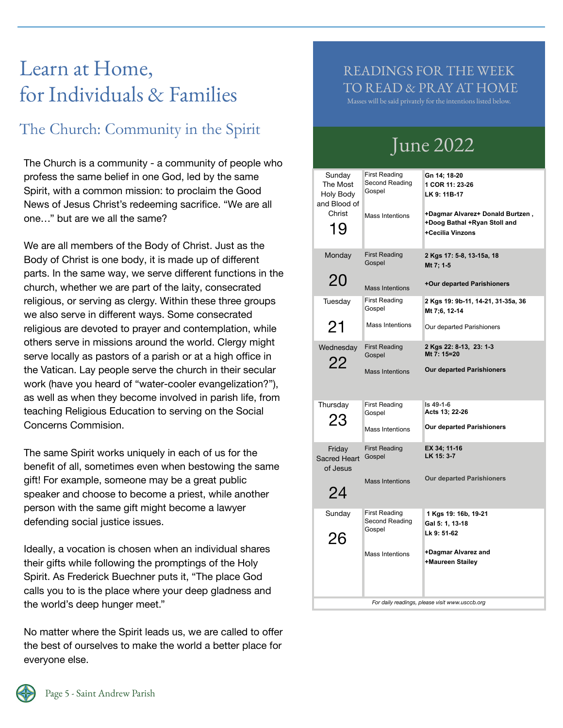# Learn at Home, for Individuals & Families

## The Church: Community in the Spirit

The Church is a community - a community of people who profess the same belief in one God, led by the same Spirit, with a common mission: to proclaim the Good News of Jesus Christ's redeeming sacrifice. "We are all one…" but are we all the same?

We are all members of the Body of Christ. Just as the Body of Christ is one body, it is made up of different parts. In the same way, we serve different functions in the church, whether we are part of the laity, consecrated religious, or serving as clergy. Within these three groups we also serve in different ways. Some consecrated religious are devoted to prayer and contemplation, while others serve in missions around the world. Clergy might serve locally as pastors of a parish or at a high office in the Vatican. Lay people serve the church in their secular work (have you heard of "water-cooler evangelization?"), as well as when they become involved in parish life, from teaching Religious Education to serving on the Social Concerns Commision.

The same Spirit works uniquely in each of us for the benefit of all, sometimes even when bestowing the same gift! For example, someone may be a great public speaker and choose to become a priest, while another person with the same gift might become a lawyer defending social justice issues.

Ideally, a vocation is chosen when an individual shares their gifts while following the promptings of the Holy Spirit. As Frederick Buechner puts it, "The place God calls you to is the place where your deep gladness and the world's deep hunger meet."

No matter where the Spirit leads us, we are called to offer the best of ourselves to make the world a better place for everyone else.

## READINGS FOR THE WEEK TO READ & PRAY AT HOME

Masses will be said privately for the intentions listed below.

### June 2022

| Day | | |
|---|---|---|
| Sunday The Most Holy Body and Blood of Christ 19 | First Reading<br>Second Reading<br>Gospel<br><br>Mass Intentions | **Gn 14; 18-20**<br>**1 COR 11: 23-26**<br>**LK 9: 11B-17**<br><br>**+Dagmar Alvarez+ Donald Burtzen , +Doog Bathal +Ryan Stoll and +Cecilia Vinzons** |
| Monday 20 | First Reading<br>Gospel<br><br>Mass Intentions | **2 Kgs 17: 5-8, 13-15a, 18**<br>**Mt 7; 1-5**<br><br>**+Our departed Parishioners** |
| Tuesday 21 | First Reading<br>Gospel<br><br>Mass Intentions | **2 Kgs 19: 9b-11, 14-21, 31-35a, 36**<br>**Mt 7;6, 12-14**<br><br>Our departed Parishioners |
| Wednesday 22 | First Reading<br>Gospel<br><br>Mass Intentions | **2 Kgs 22: 8-13, 23: 1-3**<br>**Mt 7: 15=20**<br><br>**Our departed Parishioners** |
| Thursday 23 | First Reading<br>Gospel<br><br>Mass Intentions | **Is 49-1-6**<br>**Acts 13; 22-26**<br><br>**Our departed Parishioners** |
| Friday Sacred Heart of Jesus 24 | First Reading<br>Gospel<br><br>Mass Intentions | **EX 34; 11-16**<br>**LK 15: 3-7**<br><br>**Our departed Parishioners** |
| Sunday 26 | First Reading<br>Second Reading<br>Gospel<br><br>Mass Intentions | **1 Kgs 19: 16b, 19-21**<br>**Gal 5: 1, 13-18**<br>**Lk 9: 51-62**<br><br>**+Dagmar Alvarez and +Maureen Stailey** |

*For daily readings, please visit www.usccb.org*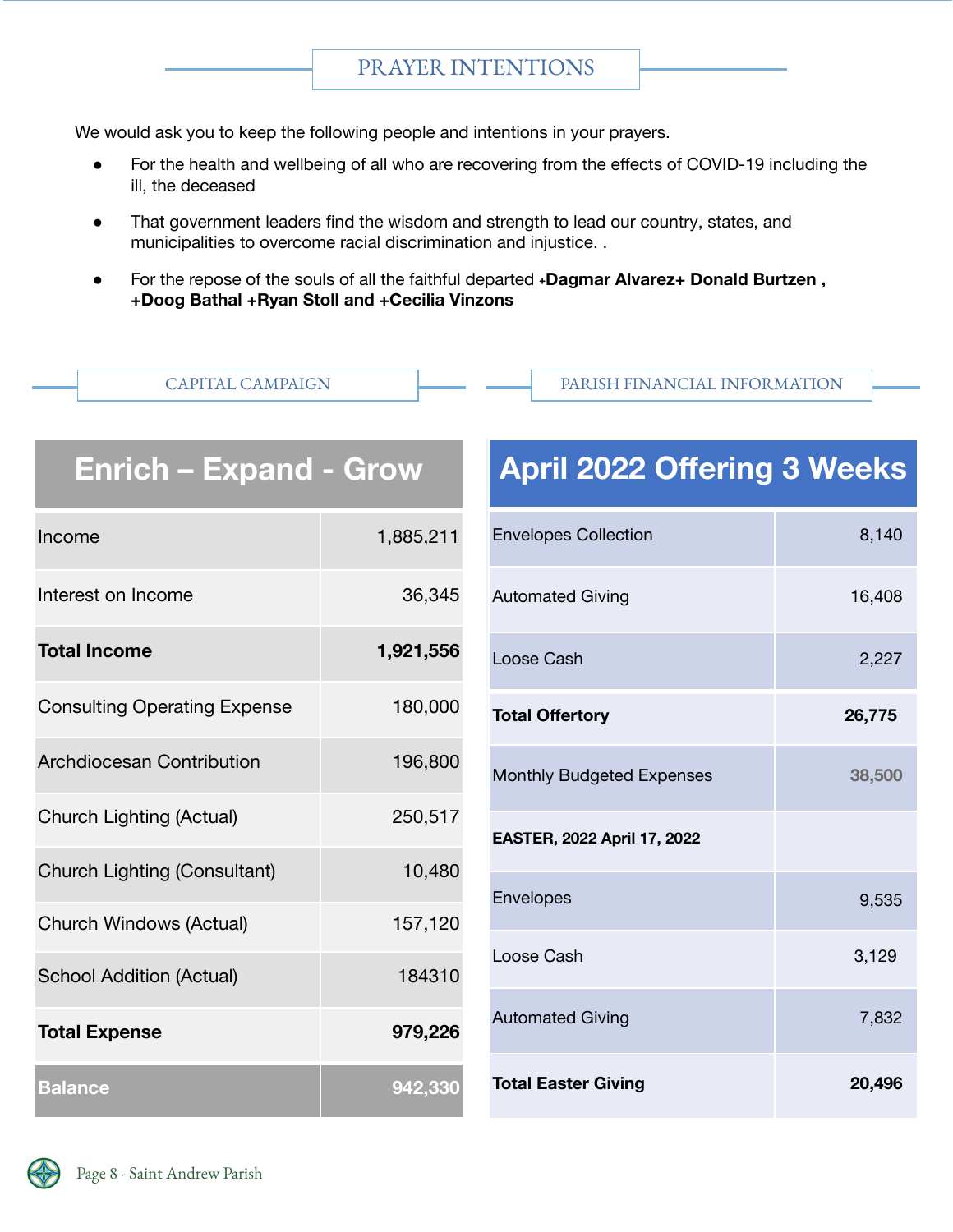## PRAYER INTENTIONS

We would ask you to keep the following people and intentions in your prayers.

- For the health and wellbeing of all who are recovering from the effects of COVID-19 including the ill, the deceased
- That government leaders find the wisdom and strength to lead our country, states, and municipalities to overcome racial discrimination and injustice. .
- For the repose of the souls of all the faithful departed **+Dagmar Alvarez+ Donald Burtzen , +Doog Bathal +Ryan Stoll and +Cecilia Vinzons**

## CAPITAL CAMPAIGN

| Enrich – Expand - Grow | |
|---|---|
| Income | 1,885,211 |
| Interest on Income | 36,345 |
| **Total Income** | **1,921,556** |
| Consulting Operating Expense | 180,000 |
| Archdiocesan Contribution | 196,800 |
| Church Lighting (Actual) | 250,517 |
| Church Lighting (Consultant) | 10,480 |
| Church Windows (Actual) | 157,120 |
| School Addition (Actual) | 184310 |
| **Total Expense** | **979,226** |
| **Balance** | **942,330** |

## PARISH FINANCIAL INFORMATION

| April 2022 Offering 3 Weeks | |
|---|---|
| Envelopes Collection | 8,140 |
| Automated Giving | 16,408 |
| Loose Cash | 2,227 |
| **Total Offertory** | **26,775** |
| Monthly Budgeted Expenses | **38,500** |
| **EASTER, 2022 April 17, 2022** | |
| Envelopes | 9,535 |
| Loose Cash | 3,129 |
| Automated Giving | 7,832 |
| **Total Easter Giving** | **20,496** |